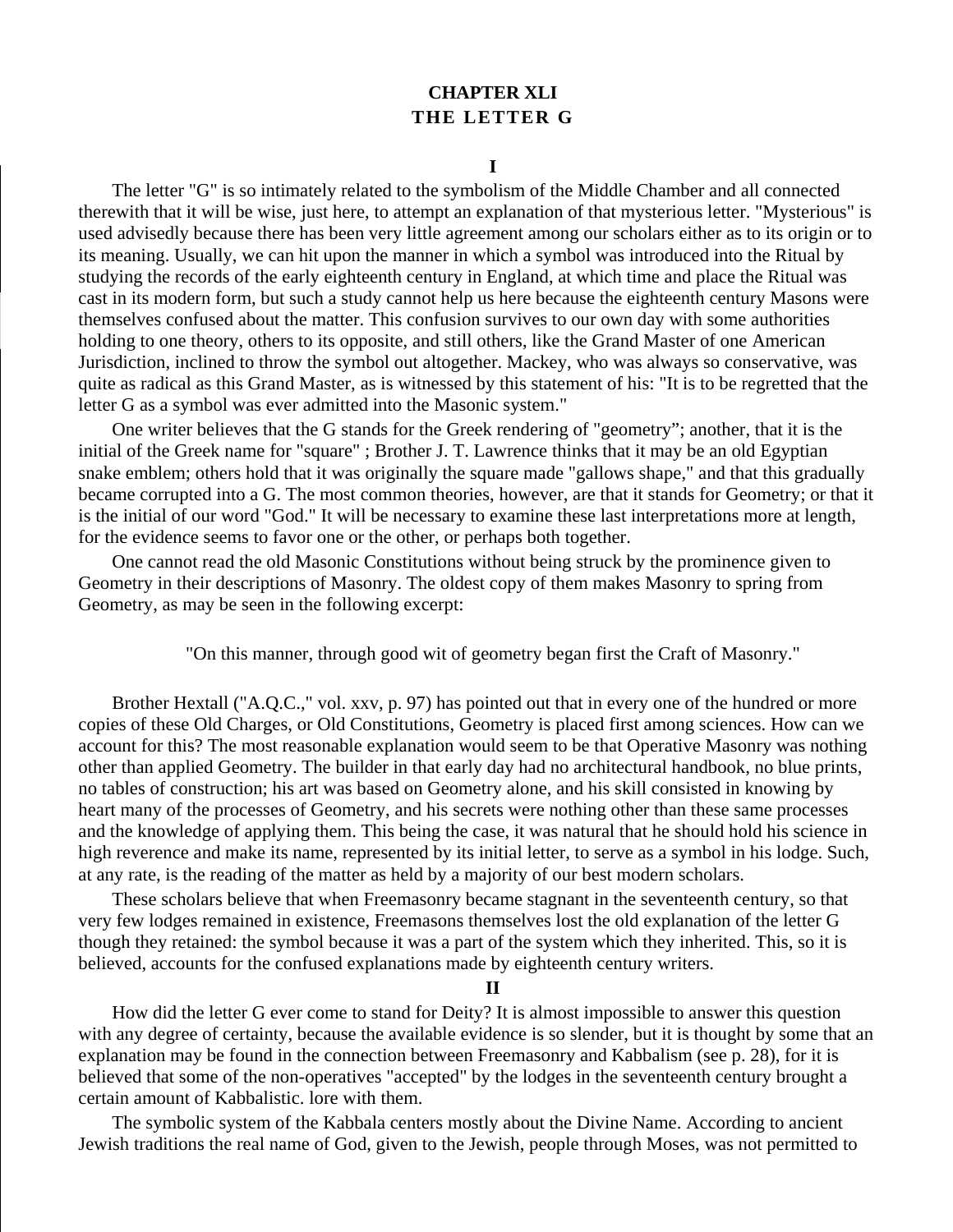# CHAPTER XLI
## THE LETTER G

### I

The letter "G" is so intimately related to the symbolism of the Middle Chamber and all connected therewith that it will be wise, just here, to attempt an explanation of that mysterious letter. "Mysterious" is used advisedly because there has been very little agreement among our scholars either as to its origin or to its meaning. Usually, we can hit upon the manner in which a symbol was introduced into the Ritual by studying the records of the early eighteenth century in England, at which time and place the Ritual was cast in its modern form, but such a study cannot help us here because the eighteenth century Masons were themselves confused about the matter. This confusion survives to our own day with some authorities holding to one theory, others to its opposite, and still others, like the Grand Master of one American Jurisdiction, inclined to throw the symbol out altogether. Mackey, who was always so conservative, was quite as radical as this Grand Master, as is witnessed by this statement of his: "It is to be regretted that the letter G as a symbol was ever admitted into the Masonic system."

One writer believes that the G stands for the Greek rendering of "geometry"; another, that it is the initial of the Greek name for "square" ; Brother J. T. Lawrence thinks that it may be an old Egyptian snake emblem; others hold that it was originally the square made "gallows shape," and that this gradually became corrupted into a G. The most common theories, however, are that it stands for Geometry; or that it is the initial of our word "God." It will be necessary to examine these last interpretations more at length, for the evidence seems to favor one or the other, or perhaps both together.

One cannot read the old Masonic Constitutions without being struck by the prominence given to Geometry in their descriptions of Masonry. The oldest copy of them makes Masonry to spring from Geometry, as may be seen in the following excerpt:

> "On this manner, through good wit of geometry began first the Craft of Masonry."

Brother Hextall ("A.Q.C.," vol. xxv, p. 97) has pointed out that in every one of the hundred or more copies of these Old Charges, or Old Constitutions, Geometry is placed first among sciences. How can we account for this? The most reasonable explanation would seem to be that Operative Masonry was nothing other than applied Geometry. The builder in that early day had no architectural handbook, no blue prints, no tables of construction; his art was based on Geometry alone, and his skill consisted in knowing by heart many of the processes of Geometry, and his secrets were nothing other than these same processes and the knowledge of applying them. This being the case, it was natural that he should hold his science in high reverence and make its name, represented by its initial letter, to serve as a symbol in his lodge. Such, at any rate, is the reading of the matter as held by a majority of our best modern scholars.

These scholars believe that when Freemasonry became stagnant in the seventeenth century, so that very few lodges remained in existence, Freemasons themselves lost the old explanation of the letter G though they retained: the symbol because it was a part of the system which they inherited. This, so it is believed, accounts for the confused explanations made by eighteenth century writers.

### II

How did the letter G ever come to stand for Deity? It is almost impossible to answer this question with any degree of certainty, because the available evidence is so slender, but it is thought by some that an explanation may be found in the connection between Freemasonry and Kabbalism (see p. 28), for it is believed that some of the non-operatives "accepted" by the lodges in the seventeenth century brought a certain amount of Kabbalistic. lore with them.

The symbolic system of the Kabbala centers mostly about the Divine Name. According to ancient Jewish traditions the real name of God, given to the Jewish, people through Moses, was not permitted to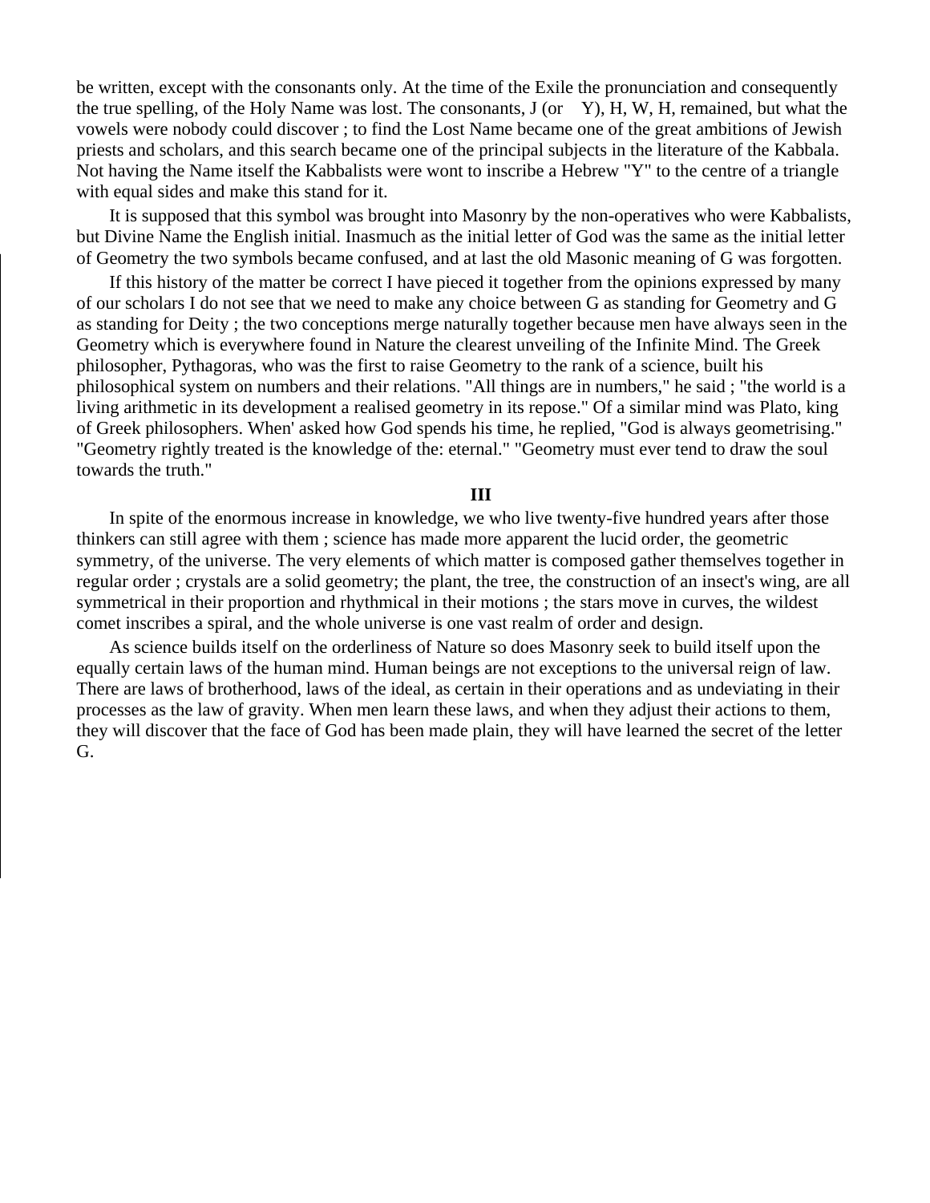be written, except with the consonants only. At the time of the Exile the pronunciation and consequently the true spelling, of the Holy Name was lost. The consonants, J (or Y), H, W, H, remained, but what the vowels were nobody could discover ; to find the Lost Name became one of the great ambitions of Jewish priests and scholars, and this search became one of the principal subjects in the literature of the Kabbala. Not having the Name itself the Kabbalists were wont to inscribe a Hebrew "Y" to the centre of a triangle with equal sides and make this stand for it.

It is supposed that this symbol was brought into Masonry by the non-operatives who were Kabbalists, but Divine Name the English initial. Inasmuch as the initial letter of God was the same as the initial letter of Geometry the two symbols became confused, and at last the old Masonic meaning of G was forgotten.

If this history of the matter be correct I have pieced it together from the opinions expressed by many of our scholars I do not see that we need to make any choice between G as standing for Geometry and G as standing for Deity ; the two conceptions merge naturally together because men have always seen in the Geometry which is everywhere found in Nature the clearest unveiling of the Infinite Mind. The Greek philosopher, Pythagoras, who was the first to raise Geometry to the rank of a science, built his philosophical system on numbers and their relations. "All things are in numbers," he said ; "the world is a living arithmetic in its development a realised geometry in its repose." Of a similar mind was Plato, king of Greek philosophers. When' asked how God spends his time, he replied, "God is always geometrising." "Geometry rightly treated is the knowledge of the: eternal." "Geometry must ever tend to draw the soul towards the truth."

**III**

In spite of the enormous increase in knowledge, we who live twenty-five hundred years after those thinkers can still agree with them ; science has made more apparent the lucid order, the geometric symmetry, of the universe. The very elements of which matter is composed gather themselves together in regular order ; crystals are a solid geometry; the plant, the tree, the construction of an insect's wing, are all symmetrical in their proportion and rhythmical in their motions ; the stars move in curves, the wildest comet inscribes a spiral, and the whole universe is one vast realm of order and design.

As science builds itself on the orderliness of Nature so does Masonry seek to build itself upon the equally certain laws of the human mind. Human beings are not exceptions to the universal reign of law. There are laws of brotherhood, laws of the ideal, as certain in their operations and as undeviating in their processes as the law of gravity. When men learn these laws, and when they adjust their actions to them, they will discover that the face of God has been made plain, they will have learned the secret of the letter G.